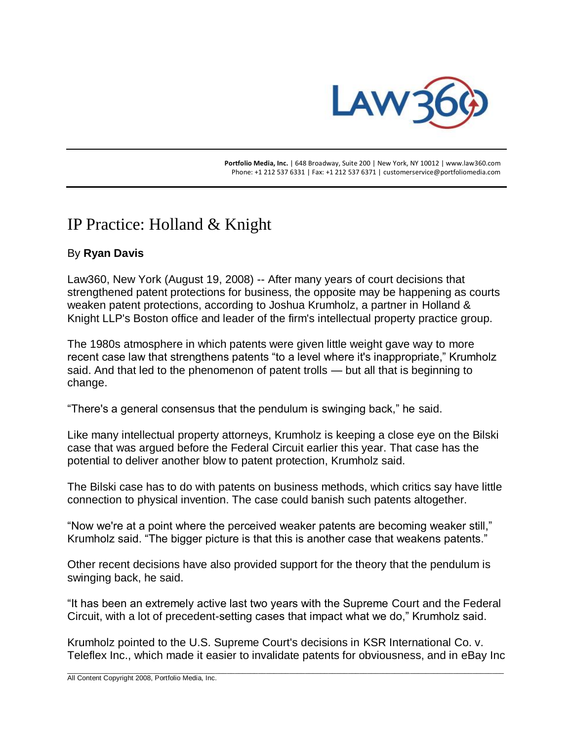**Portfolio Media, Inc.** | 648 Broadway, Suite 200 | New York, NY 10012 | www.law360.com
Phone: +1 212 537 6331 | Fax: +1 212 537 6371 | customerservice@portfoliomedia.com

# IP Practice: Holland & Knight

By **Ryan Davis**

Law360, New York (August 19, 2008) -- After many years of court decisions that strengthened patent protections for business, the opposite may be happening as courts weaken patent protections, according to Joshua Krumholz, a partner in Holland & Knight LLP's Boston office and leader of the firm's intellectual property practice group.

The 1980s atmosphere in which patents were given little weight gave way to more recent case law that strengthens patents "to a level where it's inappropriate," Krumholz said. And that led to the phenomenon of patent trolls — but all that is beginning to change.

"There's a general consensus that the pendulum is swinging back," he said.

Like many intellectual property attorneys, Krumholz is keeping a close eye on the Bilski case that was argued before the Federal Circuit earlier this year. That case has the potential to deliver another blow to patent protection, Krumholz said.

The Bilski case has to do with patents on business methods, which critics say have little connection to physical invention. The case could banish such patents altogether.

"Now we're at a point where the perceived weaker patents are becoming weaker still," Krumholz said. "The bigger picture is that this is another case that weakens patents."

Other recent decisions have also provided support for the theory that the pendulum is swinging back, he said.

"It has been an extremely active last two years with the Supreme Court and the Federal Circuit, with a lot of precedent-setting cases that impact what we do," Krumholz said.

Krumholz pointed to the U.S. Supreme Court's decisions in KSR International Co. v. Teleflex Inc., which made it easier to invalidate patents for obviousness, and in eBay Inc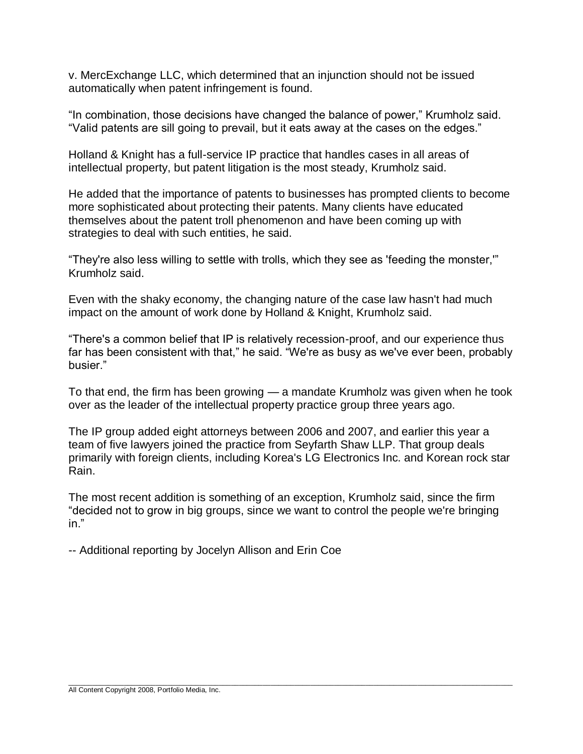v. MercExchange LLC, which determined that an injunction should not be issued automatically when patent infringement is found.

“In combination, those decisions have changed the balance of power,” Krumholz said. “Valid patents are sill going to prevail, but it eats away at the cases on the edges.”

Holland & Knight has a full-service IP practice that handles cases in all areas of intellectual property, but patent litigation is the most steady, Krumholz said.

He added that the importance of patents to businesses has prompted clients to become more sophisticated about protecting their patents. Many clients have educated themselves about the patent troll phenomenon and have been coming up with strategies to deal with such entities, he said.

“They're also less willing to settle with trolls, which they see as 'feeding the monster,'” Krumholz said.

Even with the shaky economy, the changing nature of the case law hasn't had much impact on the amount of work done by Holland & Knight, Krumholz said.

“There's a common belief that IP is relatively recession-proof, and our experience thus far has been consistent with that,” he said. “We're as busy as we've ever been, probably busier.”

To that end, the firm has been growing — a mandate Krumholz was given when he took over as the leader of the intellectual property practice group three years ago.

The IP group added eight attorneys between 2006 and 2007, and earlier this year a team of five lawyers joined the practice from Seyfarth Shaw LLP. That group deals primarily with foreign clients, including Korea's LG Electronics Inc. and Korean rock star Rain.

The most recent addition is something of an exception, Krumholz said, since the firm “decided not to grow in big groups, since we want to control the people we're bringing in.”

-- Additional reporting by Jocelyn Allison and Erin Coe